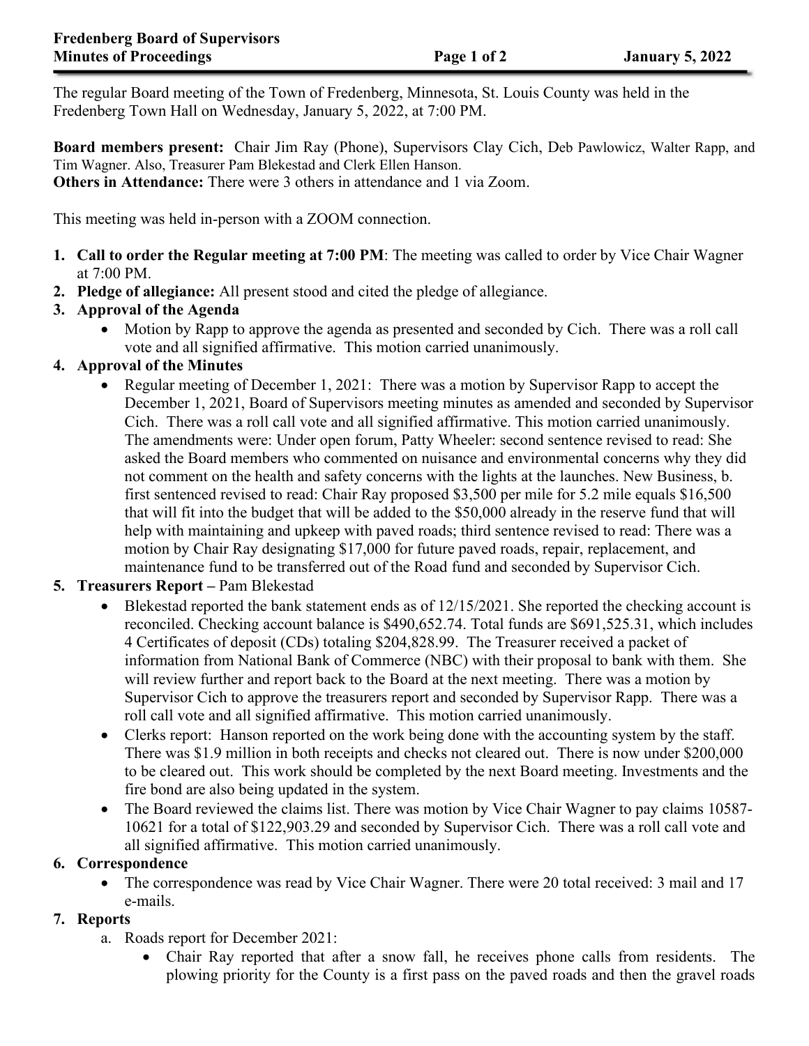The regular Board meeting of the Town of Fredenberg, Minnesota, St. Louis County was held in the Fredenberg Town Hall on Wednesday, January 5, 2022, at 7:00 PM.

**Board members present:** Chair Jim Ray (Phone), Supervisors Clay Cich, Deb Pawlowicz, Walter Rapp, and Tim Wagner. Also, Treasurer Pam Blekestad and Clerk Ellen Hanson.
**Others in Attendance:** There were 3 others in attendance and 1 via Zoom.

This meeting was held in-person with a ZOOM connection.

1. **Call to order the Regular meeting at 7:00 PM**: The meeting was called to order by Vice Chair Wagner at 7:00 PM.
2. **Pledge of allegiance:** All present stood and cited the pledge of allegiance.
3. **Approval of the Agenda**
   - Motion by Rapp to approve the agenda as presented and seconded by Cich. There was a roll call vote and all signified affirmative. This motion carried unanimously.
4. **Approval of the Minutes**
   - Regular meeting of December 1, 2021: There was a motion by Supervisor Rapp to accept the December 1, 2021, Board of Supervisors meeting minutes as amended and seconded by Supervisor Cich. There was a roll call vote and all signified affirmative. This motion carried unanimously. The amendments were: Under open forum, Patty Wheeler: second sentence revised to read: She asked the Board members who commented on nuisance and environmental concerns why they did not comment on the health and safety concerns with the lights at the launches. New Business, b. first sentenced revised to read: Chair Ray proposed $3,500 per mile for 5.2 mile equals $16,500 that will fit into the budget that will be added to the $50,000 already in the reserve fund that will help with maintaining and upkeep with paved roads; third sentence revised to read: There was a motion by Chair Ray designating $17,000 for future paved roads, repair, replacement, and maintenance fund to be transferred out of the Road fund and seconded by Supervisor Cich.
5. **Treasurers Report –** Pam Blekestad
   - Blekestad reported the bank statement ends as of 12/15/2021. She reported the checking account is reconciled. Checking account balance is $490,652.74. Total funds are $691,525.31, which includes 4 Certificates of deposit (CDs) totaling $204,828.99. The Treasurer received a packet of information from National Bank of Commerce (NBC) with their proposal to bank with them. She will review further and report back to the Board at the next meeting. There was a motion by Supervisor Cich to approve the treasurers report and seconded by Supervisor Rapp. There was a roll call vote and all signified affirmative. This motion carried unanimously.
   - Clerks report: Hanson reported on the work being done with the accounting system by the staff. There was $1.9 million in both receipts and checks not cleared out. There is now under $200,000 to be cleared out. This work should be completed by the next Board meeting. Investments and the fire bond are also being updated in the system.
   - The Board reviewed the claims list. There was motion by Vice Chair Wagner to pay claims 10587-10621 for a total of $122,903.29 and seconded by Supervisor Cich. There was a roll call vote and all signified affirmative. This motion carried unanimously.
6. **Correspondence**
   - The correspondence was read by Vice Chair Wagner. There were 20 total received: 3 mail and 17 e-mails.
7. **Reports**
   a. Roads report for December 2021:
      - Chair Ray reported that after a snow fall, he receives phone calls from residents. The plowing priority for the County is a first pass on the paved roads and then the gravel roads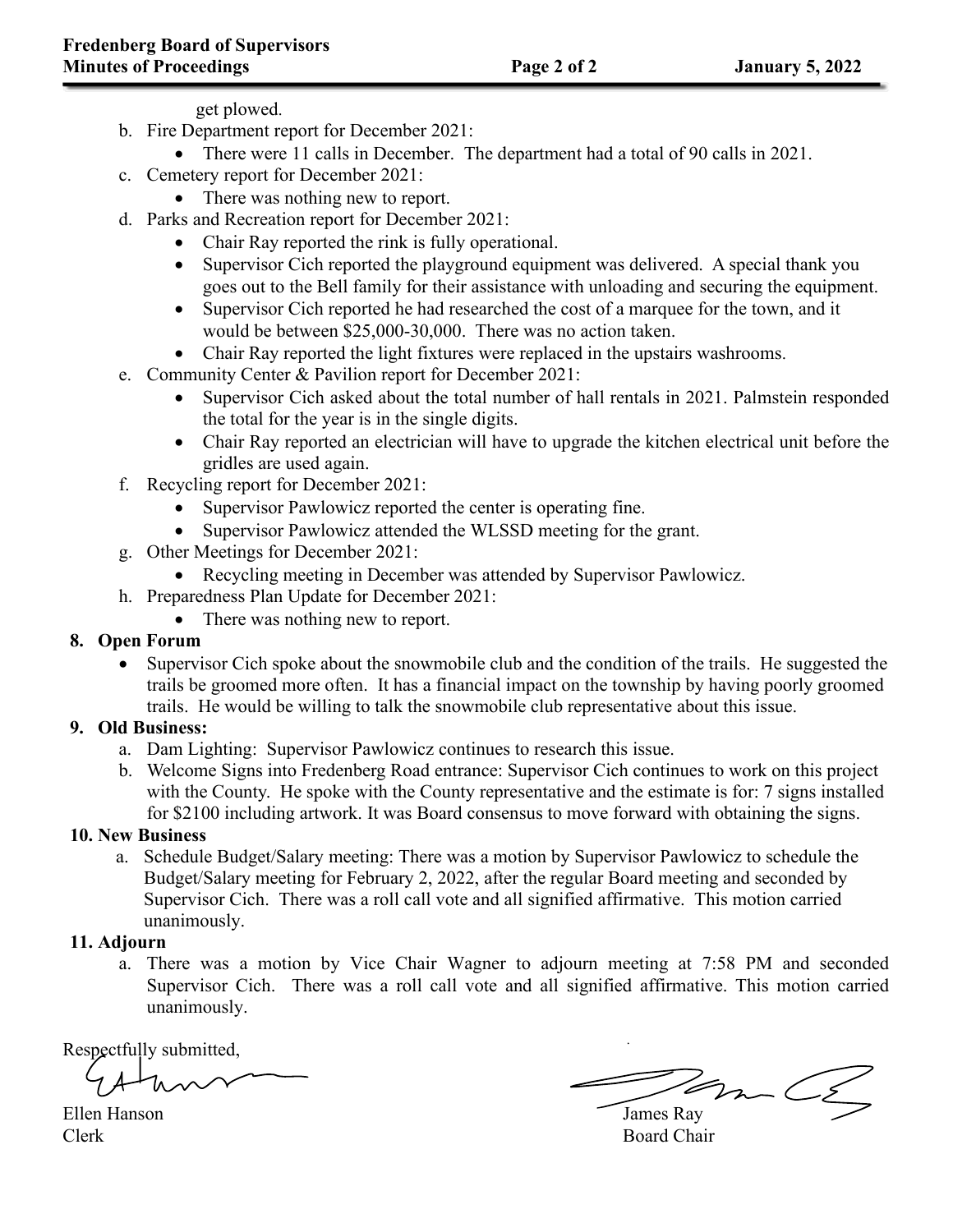get plowed.

b. Fire Department report for December 2021:
   - There were 11 calls in December. The department had a total of 90 calls in 2021.

c. Cemetery report for December 2021:
   - There was nothing new to report.

d. Parks and Recreation report for December 2021:
   - Chair Ray reported the rink is fully operational.
   - Supervisor Cich reported the playground equipment was delivered. A special thank you goes out to the Bell family for their assistance with unloading and securing the equipment.
   - Supervisor Cich reported he had researched the cost of a marquee for the town, and it would be between $25,000-30,000. There was no action taken.
   - Chair Ray reported the light fixtures were replaced in the upstairs washrooms.

e. Community Center & Pavilion report for December 2021:
   - Supervisor Cich asked about the total number of hall rentals in 2021. Palmstein responded the total for the year is in the single digits.
   - Chair Ray reported an electrician will have to upgrade the kitchen electrical unit before the gridles are used again.

f. Recycling report for December 2021:
   - Supervisor Pawlowicz reported the center is operating fine.
   - Supervisor Pawlowicz attended the WLSSD meeting for the grant.

g. Other Meetings for December 2021:
   - Recycling meeting in December was attended by Supervisor Pawlowicz.

h. Preparedness Plan Update for December 2021:
   - There was nothing new to report.

**8. Open Forum**

- Supervisor Cich spoke about the snowmobile club and the condition of the trails. He suggested the trails be groomed more often. It has a financial impact on the township by having poorly groomed trails. He would be willing to talk the snowmobile club representative about this issue.

**9. Old Business:**

a. Dam Lighting: Supervisor Pawlowicz continues to research this issue.

b. Welcome Signs into Fredenberg Road entrance: Supervisor Cich continues to work on this project with the County. He spoke with the County representative and the estimate is for: 7 signs installed for $2100 including artwork. It was Board consensus to move forward with obtaining the signs.

**10. New Business**

a. Schedule Budget/Salary meeting: There was a motion by Supervisor Pawlowicz to schedule the Budget/Salary meeting for February 2, 2022, after the regular Board meeting and seconded by Supervisor Cich. There was a roll call vote and all signified affirmative. This motion carried unanimously.

**11. Adjourn**

a. There was a motion by Vice Chair Wagner to adjourn meeting at 7:58 PM and seconded Supervisor Cich. There was a roll call vote and all signified affirmative. This motion carried unanimously.

Respectfully submitted,

Ellen Hanson
Clerk

James Ray
Board Chair